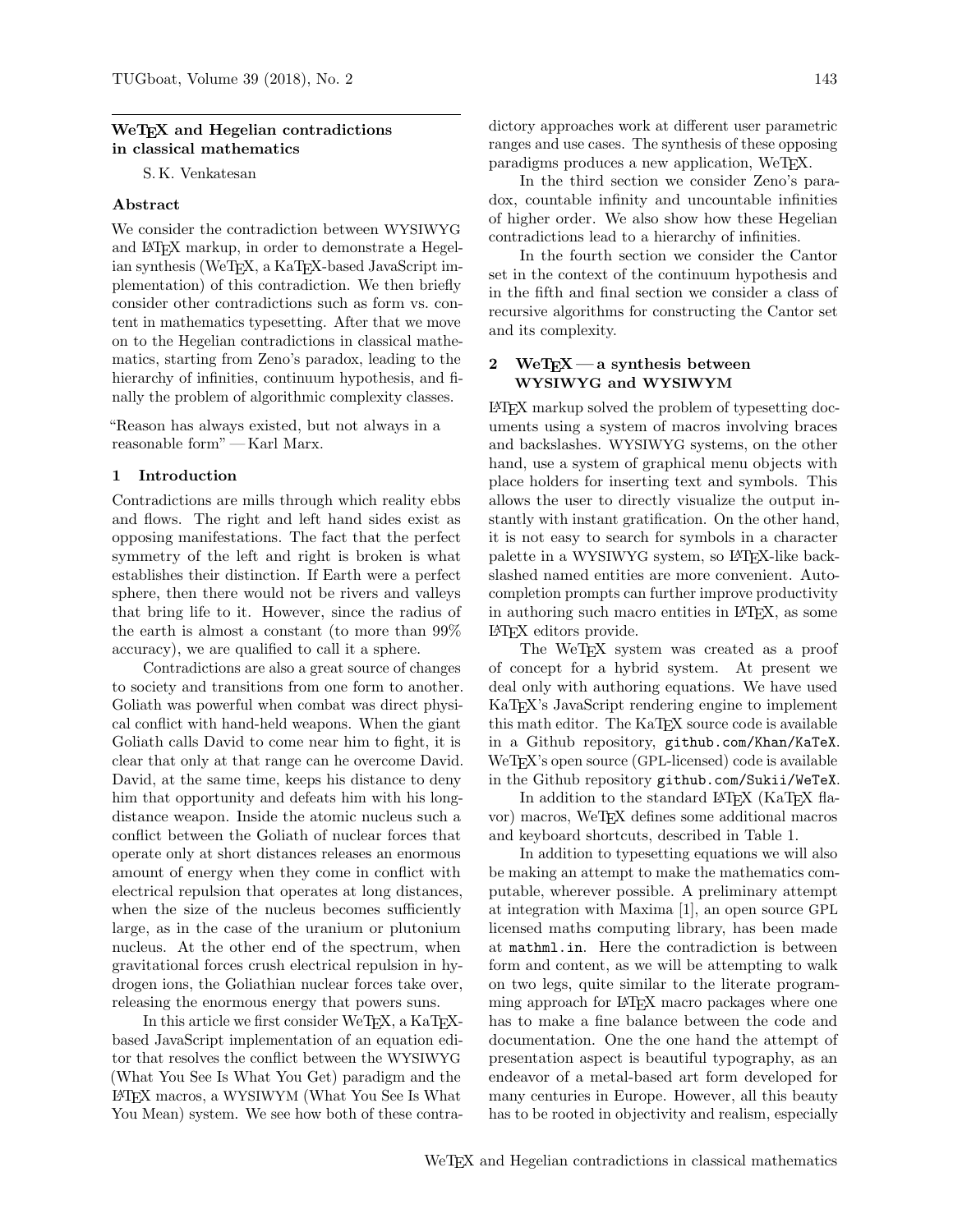# WeTeX and Hegelian contradictions in classical mathematics

S. K. Venkatesan

### Abstract

We consider the contradiction between WYSIWYG and LaTeX markup, in order to demonstrate a Hegelian synthesis (WeTeX, a KaTeX-based JavaScript implementation) of this contradiction. We then briefly consider other contradictions such as form vs. content in mathematics typesetting. After that we move on to the Hegelian contradictions in classical mathematics, starting from Zeno's paradox, leading to the hierarchy of infinities, continuum hypothesis, and finally the problem of algorithmic complexity classes.

"Reason has always existed, but not always in a reasonable form" — Karl Marx.

## 1 Introduction

Contradictions are mills through which reality ebbs and flows. The right and left hand sides exist as opposing manifestations. The fact that the perfect symmetry of the left and right is broken is what establishes their distinction. If Earth were a perfect sphere, then there would not be rivers and valleys that bring life to it. However, since the radius of the earth is almost a constant (to more than 99% accuracy), we are qualified to call it a sphere.

Contradictions are also a great source of changes to society and transitions from one form to another. Goliath was powerful when combat was direct physical conflict with hand-held weapons. When the giant Goliath calls David to come near him to fight, it is clear that only at that range can he overcome David. David, at the same time, keeps his distance to deny him that opportunity and defeats him with his long-distance weapon. Inside the atomic nucleus such a conflict between the Goliath of nuclear forces that operate only at short distances releases an enormous amount of energy when they come in conflict with electrical repulsion that operates at long distances, when the size of the nucleus becomes sufficiently large, as in the case of the uranium or plutonium nucleus. At the other end of the spectrum, when gravitational forces crush electrical repulsion in hydrogen ions, the Goliathian nuclear forces take over, releasing the enormous energy that powers suns.

In this article we first consider WeTeX, a KaTeX-based JavaScript implementation of an equation editor that resolves the conflict between the WYSIWYG (What You See Is What You Get) paradigm and the LaTeX macros, a WYSIWYM (What You See Is What You Mean) system. We see how both of these contradictory approaches work at different user parametric ranges and use cases. The synthesis of these opposing paradigms produces a new application, WeTeX.

In the third section we consider Zeno's paradox, countable infinity and uncountable infinities of higher order. We also show how these Hegelian contradictions lead to a hierarchy of infinities.

In the fourth section we consider the Cantor set in the context of the continuum hypothesis and in the fifth and final section we consider a class of recursive algorithms for constructing the Cantor set and its complexity.

## 2 WeTeX — a synthesis between WYSIWYG and WYSIWYM

LaTeX markup solved the problem of typesetting documents using a system of macros involving braces and backslashes. WYSIWYG systems, on the other hand, use a system of graphical menu objects with place holders for inserting text and symbols. This allows the user to directly visualize the output instantly with instant gratification. On the other hand, it is not easy to search for symbols in a character palette in a WYSIWYG system, so LaTeX-like backslashed named entities are more convenient. Autocompletion prompts can further improve productivity in authoring such macro entities in LaTeX, as some LaTeX editors provide.

The WeTeX system was created as a proof of concept for a hybrid system. At present we deal only with authoring equations. We have used KaTeX's JavaScript rendering engine to implement this math editor. The KaTeX source code is available in a Github repository, `github.com/Khan/KaTeX`. WeTeX's open source (GPL-licensed) code is available in the Github repository `github.com/Sukii/WeTeX`.

In addition to the standard LaTeX (KaTeX flavor) macros, WeTeX defines some additional macros and keyboard shortcuts, described in Table 1.

In addition to typesetting equations we will also be making an attempt to make the mathematics computable, wherever possible. A preliminary attempt at integration with Maxima [1], an open source GPL licensed maths computing library, has been made at `mathml.in`. Here the contradiction is between form and content, as we will be attempting to walk on two legs, quite similar to the literate programming approach for LaTeX macro packages where one has to make a fine balance between the code and documentation. One the one hand the attempt of presentation aspect is beautiful typography, as an endeavor of a metal-based art form developed for many centuries in Europe. However, all this beauty has to be rooted in objectivity and realism, especially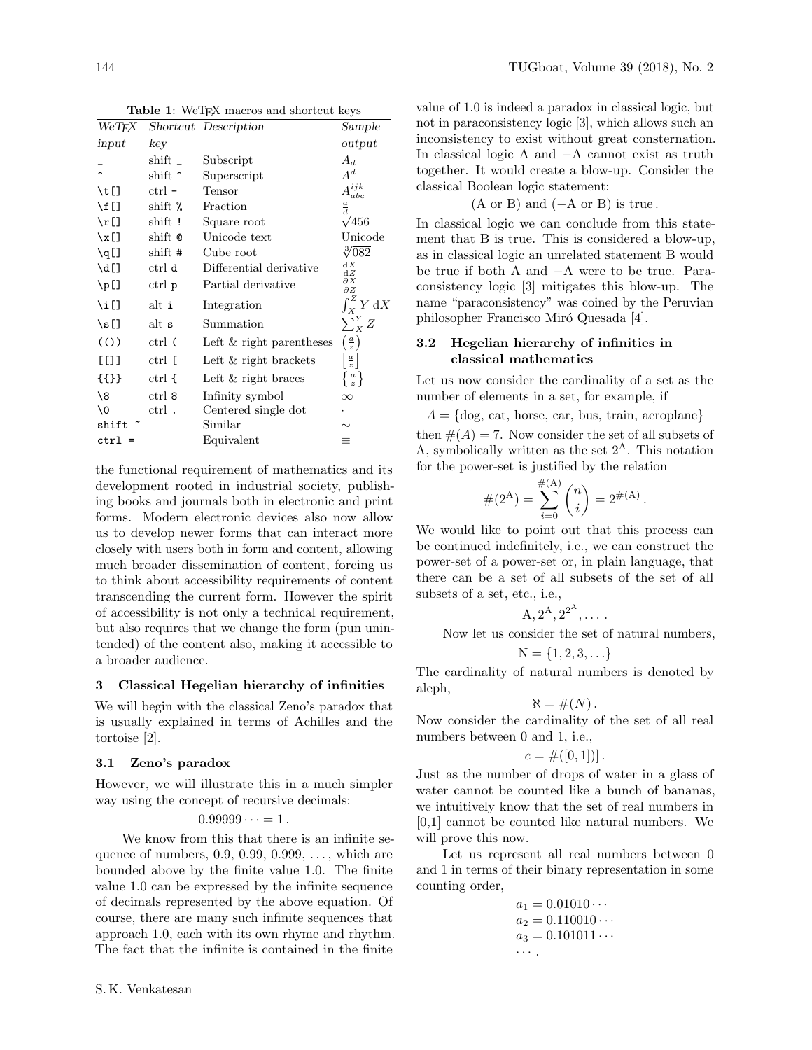**Table 1**: WeTeX macros and shortcut keys

| *WeTeX input* | *Shortcut key* | *Description* | *Sample output* |
|---|---|---|---|
| `_` | shift `_` | Subscript | $A_d$ |
| `^` | shift `^` | Superscript | $A^d$ |
| `\t[]` | ctrl `-` | Tensor | $A^{ijk}_{abc}$ |
| `\f[]` | shift `%` | Fraction | $\frac{a}{d}$ |
| `\r[]` | shift `!` | Square root | $\sqrt{456}$ |
| `\x[]` | shift `@` | Unicode text | Unicode |
| `\q[]` | shift `#` | Cube root | $\sqrt[3]{082}$ |
| `\d[]` | ctrl `d` | Differential derivative | $\frac{\mathrm{d}X}{\mathrm{d}Z}$ |
| `\p[]` | ctrl `p` | Partial derivative | $\frac{\partial X}{\partial Z}$ |
| `\i[]` | alt `i` | Integration | $\int_X^Z Y\,\mathrm{d}X$ |
| `\s[]` | alt `s` | Summation | $\sum_X^Y Z$ |
| `(())` | ctrl `(` | Left & right parentheses | $\left(\frac{a}{z}\right)$ |
| `[[]]` | ctrl `[` | Left & right brackets | $\left[\frac{a}{z}\right]$ |
| `{{}}` | ctrl `{` | Left & right braces | $\left\{\frac{a}{z}\right\}$ |
| `\8` | ctrl `8` | Infinity symbol | $\infty$ |
| `\0` | ctrl `.` | Centered single dot | $\cdot$ |
| `shift ~` | | Similar | $\sim$ |
| `ctrl =` | | Equivalent | $\equiv$ |

the functional requirement of mathematics and its development rooted in industrial society, publishing books and journals both in electronic and print forms. Modern electronic devices also now allow us to develop newer forms that can interact more closely with users both in form and content, allowing much broader dissemination of content, forcing us to think about accessibility requirements of content transcending the current form. However the spirit of accessibility is not only a technical requirement, but also requires that we change the form (pun unintended) of the content also, making it accessible to a broader audience.

## 3 Classical Hegelian hierarchy of infinities

We will begin with the classical Zeno's paradox that is usually explained in terms of Achilles and the tortoise [2].

### 3.1 Zeno's paradox

However, we will illustrate this in a much simpler way using the concept of recursive decimals:

$$0.99999\cdots = 1\,.$$

We know from this that there is an infinite sequence of numbers, 0.9, 0.99, 0.999, ..., which are bounded above by the finite value 1.0. The finite value 1.0 can be expressed by the infinite sequence of decimals represented by the above equation. Of course, there are many such infinite sequences that approach 1.0, each with its own rhyme and rhythm. The fact that the infinite is contained in the finite value of 1.0 is indeed a paradox in classical logic, but not in paraconsistency logic [3], which allows such an inconsistency to exist without great consternation. In classical logic A and −A cannot exist as truth together. It would create a blow-up. Consider the classical Boolean logic statement:

$$(\mathrm{A\ or\ B})\ \mathrm{and}\ (-\mathrm{A\ or\ B})\ \mathrm{is\ true}\,.$$

In classical logic we can conclude from this statement that B is true. This is considered a blow-up, as in classical logic an unrelated statement B would be true if both A and −A were to be true. Paraconsistency logic [3] mitigates this blow-up. The name "paraconsistency" was coined by the Peruvian philosopher Francisco Miró Quesada [4].

### 3.2 Hegelian hierarchy of infinities in classical mathematics

Let us now consider the cardinality of a set as the number of elements in a set, for example, if

$$A = \{\text{dog, cat, horse, car, bus, train, aeroplane}\}$$

then $\#(A) = 7$. Now consider the set of all subsets of A, symbolically written as the set $2^{\mathrm{A}}$. This notation for the power-set is justified by the relation

$$\#(2^{\mathrm{A}}) = \sum_{i=0}^{\#(\mathrm{A})} \binom{n}{i} = 2^{\#(\mathrm{A})}\,.$$

We would like to point out that this process can be continued indefinitely, i.e., we can construct the power-set of a power-set or, in plain language, that there can be a set of all subsets of the set of all subsets of a set, etc., i.e.,

$$\mathrm{A}, 2^{\mathrm{A}}, 2^{2^{\mathrm{A}}}, \ldots\,.$$

Now let us consider the set of natural numbers,

$$\mathrm{N} = \{1, 2, 3, \ldots\}$$

The cardinality of natural numbers is denoted by aleph,

$$\aleph = \#(N)\,.$$

Now consider the cardinality of the set of all real numbers between 0 and 1, i.e.,

$$c = \#([0,1])\,.$$

Just as the number of drops of water in a glass of water cannot be counted like a bunch of bananas, we intuitively know that the set of real numbers in [0,1] cannot be counted like natural numbers. We will prove this now.

Let us represent all real numbers between 0 and 1 in terms of their binary representation in some counting order,

$$\begin{aligned} a_1 &= 0.01010\cdots \\ a_2 &= 0.110010\cdots \\ a_3 &= 0.101011\cdots \\ &\cdots\,. \end{aligned}$$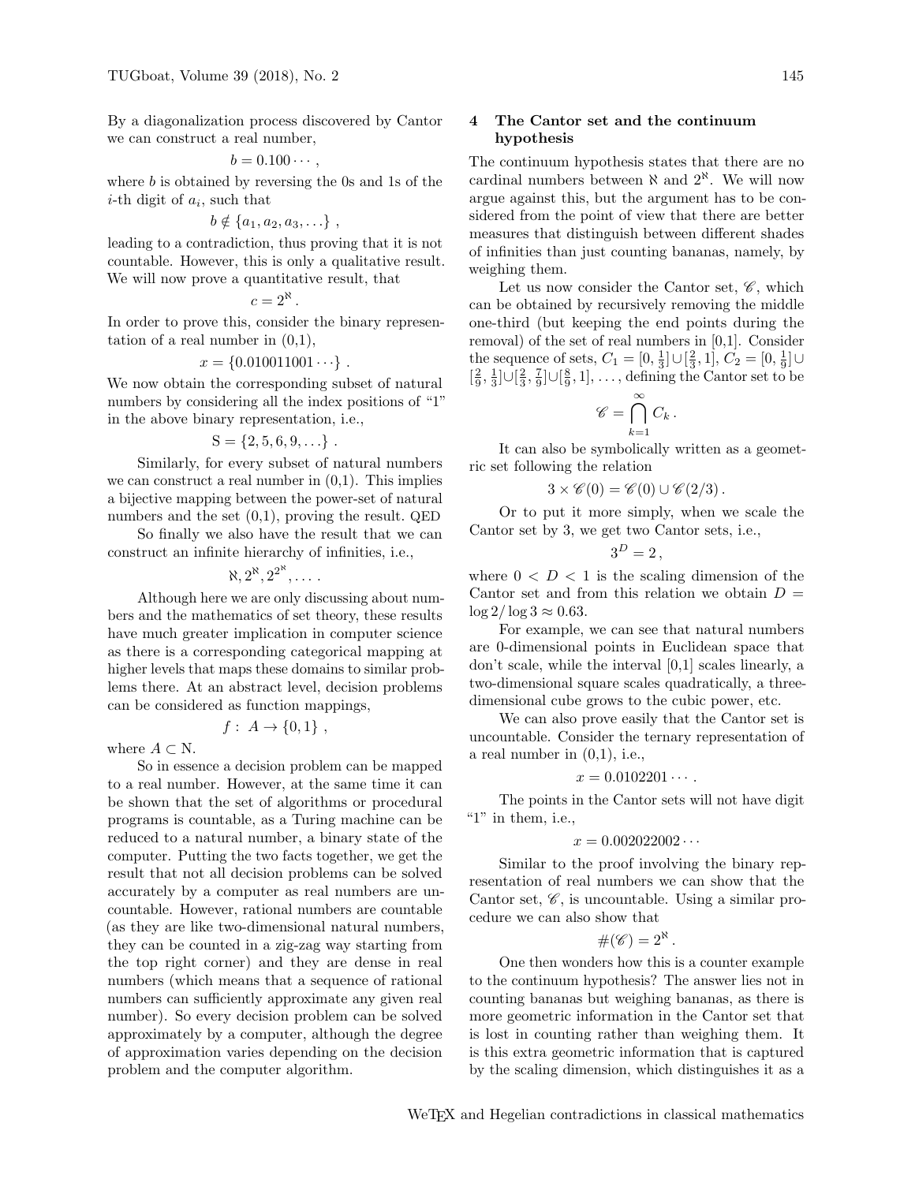By a diagonalization process discovered by Cantor we can construct a real number,

$$b = 0.100\cdots\,,$$

where $b$ is obtained by reversing the 0s and 1s of the $i$-th digit of $a_i$, such that

$$b \notin \{a_1, a_2, a_3, \ldots\}\,,$$

leading to a contradiction, thus proving that it is not countable. However, this is only a qualitative result. We will now prove a quantitative result, that

$$c = 2^{\aleph}\,.$$

In order to prove this, consider the binary representation of a real number in (0,1),

$$x = \{0.010011001\cdots\}\,.$$

We now obtain the corresponding subset of natural numbers by considering all the index positions of "1" in the above binary representation, i.e.,

$$\mathrm{S} = \{2, 5, 6, 9, \ldots\}\,.$$

Similarly, for every subset of natural numbers we can construct a real number in (0,1). This implies a bijective mapping between the power-set of natural numbers and the set (0,1), proving the result. QED

So finally we also have the result that we can construct an infinite hierarchy of infinities, i.e.,

$$\aleph, 2^{\aleph}, 2^{2^{\aleph}}, \ldots\,.$$

Although here we are only discussing about numbers and the mathematics of set theory, these results have much greater implication in computer science as there is a corresponding categorical mapping at higher levels that maps these domains to similar problems there. At an abstract level, decision problems can be considered as function mappings,

$$f:\ A \to \{0,1\}\,,$$

where $A \subset \mathrm{N}$.

So in essence a decision problem can be mapped to a real number. However, at the same time it can be shown that the set of algorithms or procedural programs is countable, as a Turing machine can be reduced to a natural number, a binary state of the computer. Putting the two facts together, we get the result that not all decision problems can be solved accurately by a computer as real numbers are uncountable. However, rational numbers are countable (as they are like two-dimensional natural numbers, they can be counted in a zig-zag way starting from the top right corner) and they are dense in real numbers (which means that a sequence of rational numbers can sufficiently approximate any given real number). So every decision problem can be solved approximately by a computer, although the degree of approximation varies depending on the decision problem and the computer algorithm.

## 4 The Cantor set and the continuum hypothesis

The continuum hypothesis states that there are no cardinal numbers between $\aleph$ and $2^{\aleph}$. We will now argue against this, but the argument has to be considered from the point of view that there are better measures that distinguish between different shades of infinities than just counting bananas, namely, by weighing them.

Let us now consider the Cantor set, $\mathscr{C}$, which can be obtained by recursively removing the middle one-third (but keeping the end points during the removal) of the set of real numbers in [0,1]. Consider the sequence of sets, $C_1 = [0, \frac{1}{3}] \cup [\frac{2}{3}, 1]$, $C_2 = [0, \frac{1}{9}] \cup [\frac{2}{9}, \frac{1}{3}] \cup [\frac{2}{3}, \frac{7}{9}] \cup [\frac{8}{9}, 1]$, ..., defining the Cantor set to be

$$\mathscr{C} = \bigcap_{k=1}^{\infty} C_k\,.$$

It can also be symbolically written as a geometric set following the relation

$$3 \times \mathscr{C}(0) = \mathscr{C}(0) \cup \mathscr{C}(2/3)\,.$$

Or to put it more simply, when we scale the Cantor set by 3, we get two Cantor sets, i.e.,

$$3^D = 2\,,$$

where $0 < D < 1$ is the scaling dimension of the Cantor set and from this relation we obtain $D = \log 2/\log 3 \approx 0.63$.

For example, we can see that natural numbers are 0-dimensional points in Euclidean space that don't scale, while the interval [0,1] scales linearly, a two-dimensional square scales quadratically, a three-dimensional cube grows to the cubic power, etc.

We can also prove easily that the Cantor set is uncountable. Consider the ternary representation of a real number in (0,1), i.e.,

$$x = 0.0102201\cdots\,.$$

The points in the Cantor sets will not have digit "1" in them, i.e.,

$$x = 0.002022002\cdots$$

Similar to the proof involving the binary representation of real numbers we can show that the Cantor set, $\mathscr{C}$, is uncountable. Using a similar procedure we can also show that

$$\#(\mathscr{C}) = 2^{\aleph}\,.$$

One then wonders how this is a counter example to the continuum hypothesis? The answer lies not in counting bananas but weighing bananas, as there is more geometric information in the Cantor set that is lost in counting rather than weighing them. It is this extra geometric information that is captured by the scaling dimension, which distinguishes it as a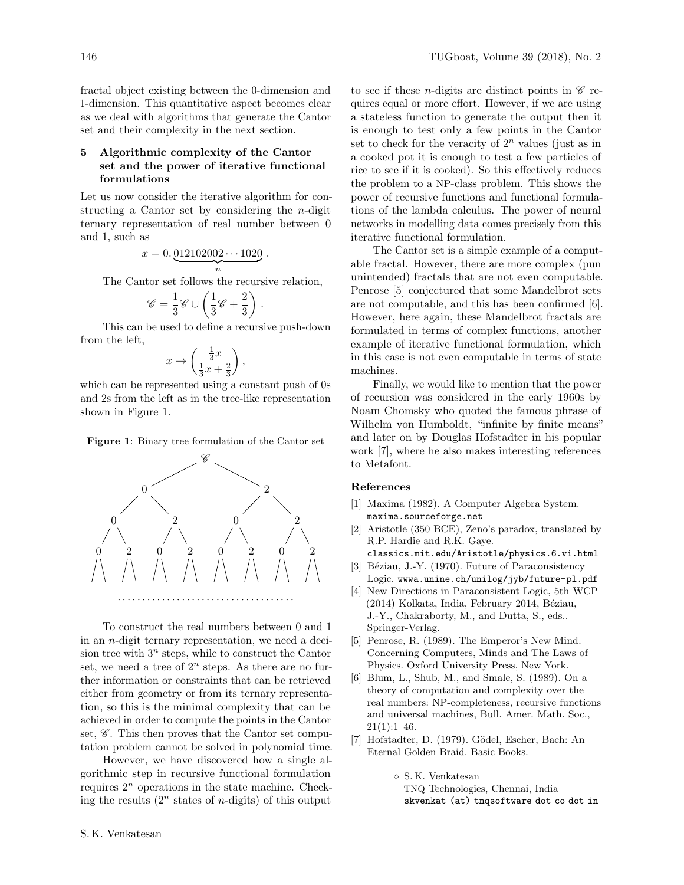fractal object existing between the 0-dimension and 1-dimension. This quantitative aspect becomes clear as we deal with algorithms that generate the Cantor set and their complexity in the next section.

## 5 Algorithmic complexity of the Cantor set and the power of iterative functional formulations

Let us now consider the iterative algorithm for constructing a Cantor set by considering the $n$-digit ternary representation of real number between 0 and 1, such as

$$x = 0.\underbrace{012102002\cdots1020}_{n}.$$

The Cantor set follows the recursive relation,

$$\mathscr{C} = \frac{1}{3}\mathscr{C} \cup \left(\frac{1}{3}\mathscr{C} + \frac{2}{3}\right).$$

This can be used to define a recursive push-down from the left,

$$x \to \begin{pmatrix} \frac{1}{3}x \\ \frac{1}{3}x + \frac{2}{3} \end{pmatrix},$$

which can be represented using a constant push of 0s and 2s from the left as in the tree-like representation shown in Figure 1.

**Figure 1**: Binary tree formulation of the Cantor set

$\mathscr{C}$

0 2

0 2 0 2

0 2 0 2 0 2 0 2

. . . . . . . . . . . . . . . . . . . . . . . . . . . . . . . . . . .

To construct the real numbers between 0 and 1 in an $n$-digit ternary representation, we need a decision tree with $3^n$ steps, while to construct the Cantor set, we need a tree of $2^n$ steps. As there are no further information or constraints that can be retrieved either from geometry or from its ternary representation, so this is the minimal complexity that can be achieved in order to compute the points in the Cantor set, $\mathscr{C}$. This then proves that the Cantor set computation problem cannot be solved in polynomial time.

However, we have discovered how a single algorithmic step in recursive functional formulation requires $2^n$ operations in the state machine. Checking the results ($2^n$ states of $n$-digits) of this output to see if these $n$-digits are distinct points in $\mathscr{C}$ requires equal or more effort. However, if we are using a stateless function to generate the output then it is enough to test only a few points in the Cantor set to check for the veracity of $2^n$ values (just as in a cooked pot it is enough to test a few particles of rice to see if it is cooked). So this effectively reduces the problem to a NP-class problem. This shows the power of recursive functions and functional formulations of the lambda calculus. The power of neural networks in modelling data comes precisely from this iterative functional formulation.

The Cantor set is a simple example of a computable fractal. However, there are more complex (pun unintended) fractals that are not even computable. Penrose [5] conjectured that some Mandelbrot sets are not computable, and this has been confirmed [6]. However, here again, these Mandelbrot fractals are formulated in terms of complex functions, another example of iterative functional formulation, which in this case is not even computable in terms of state machines.

Finally, we would like to mention that the power of recursion was considered in the early 1960s by Noam Chomsky who quoted the famous phrase of Wilhelm von Humboldt, "infinite by finite means" and later on by Douglas Hofstadter in his popular work [7], where he also makes interesting references to Metafont.

### References

[1] Maxima (1982). A Computer Algebra System. maxima.sourceforge.net

[2] Aristotle (350 BCE), Zeno's paradox, translated by R.P. Hardie and R.K. Gaye. classics.mit.edu/Aristotle/physics.6.vi.html

[3] Béziau, J.-Y. (1970). Future of Paraconsistency Logic. wwwa.unine.ch/unilog/jyb/future-pl.pdf

[4] New Directions in Paraconsistent Logic, 5th WCP (2014) Kolkata, India, February 2014, Béziau, J.-Y., Chakraborty, M., and Dutta, S., eds.. Springer-Verlag.

[5] Penrose, R. (1989). The Emperor's New Mind. Concerning Computers, Minds and The Laws of Physics. Oxford University Press, New York.

[6] Blum, L., Shub, M., and Smale, S. (1989). On a theory of computation and complexity over the real numbers: NP-completeness, recursive functions and universal machines, Bull. Amer. Math. Soc., 21(1):1–46.

[7] Hofstadter, D. (1979). Gödel, Escher, Bach: An Eternal Golden Braid. Basic Books.

◇ S. K. Venkatesan
TNQ Technologies, Chennai, India
skvenkat (at) tnqsoftware dot co dot in